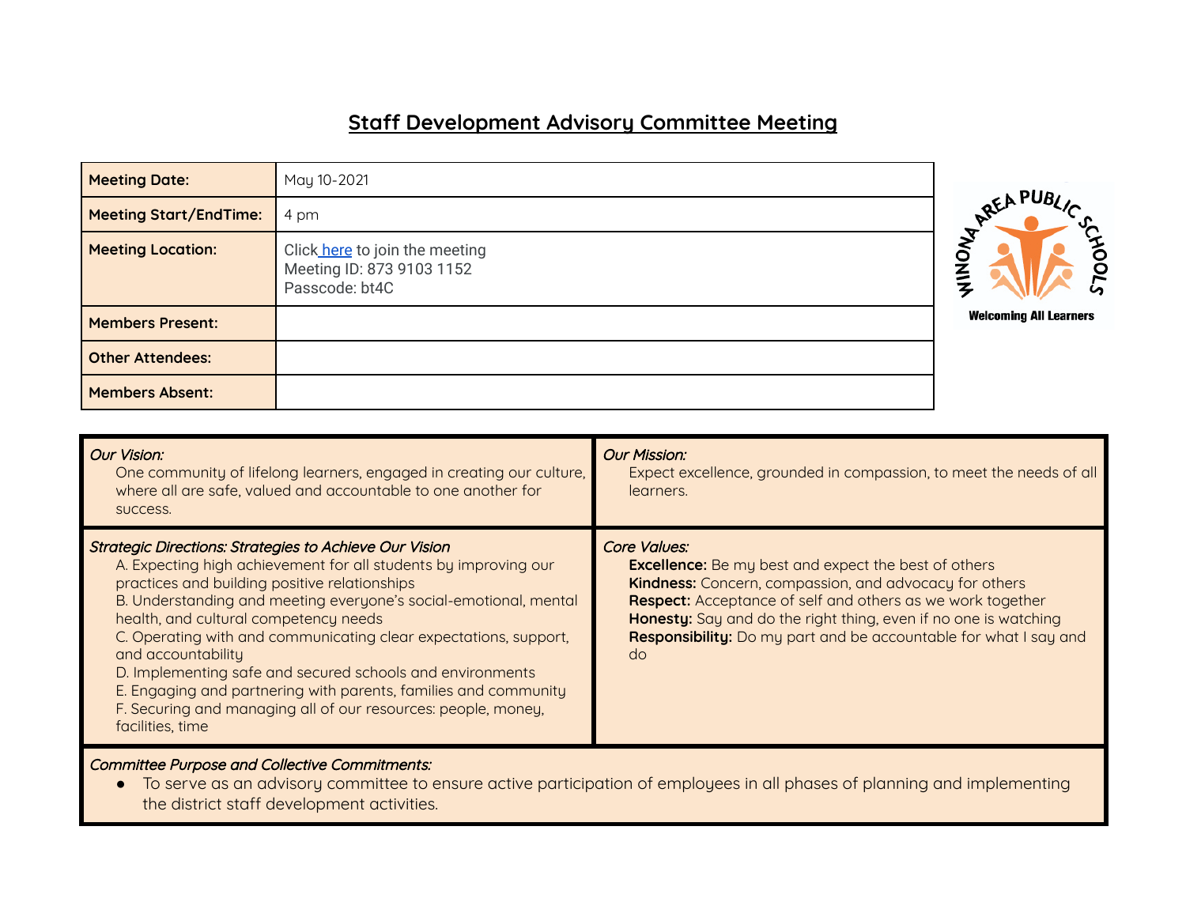# Staff Development Advisory Committee Meeting

| | |
|---|---|
| **Meeting Date:** | May 10-2021 |
| **Meeting Start/EndTime:** | 4 pm |
| **Meeting Location:** | Click here to join the meeting<br>Meeting ID: 873 9103 1152<br>Passcode: bt4C |
| **Members Present:** | |
| **Other Attendees:** | |
| **Members Absent:** | |

WINONA AREA PUBLIC SCHOOLS
Welcoming All Learners

*Our Vision:*

One community of lifelong learners, engaged in creating our culture, where all are safe, valued and accountable to one another for success.

*Our Mission:*

Expect excellence, grounded in compassion, to meet the needs of all learners.

*Strategic Directions: Strategies to Achieve Our Vision*

A. Expecting high achievement for all students by improving our practices and building positive relationships
B. Understanding and meeting everyone's social-emotional, mental health, and cultural competency needs
C. Operating with and communicating clear expectations, support, and accountability
D. Implementing safe and secured schools and environments
E. Engaging and partnering with parents, families and community
F. Securing and managing all of our resources: people, money, facilities, time

*Core Values:*

**Excellence:** Be my best and expect the best of others
**Kindness:** Concern, compassion, and advocacy for others
**Respect:** Acceptance of self and others as we work together
**Honesty:** Say and do the right thing, even if no one is watching
**Responsibility:** Do my part and be accountable for what I say and do

*Committee Purpose and Collective Commitments:*

- To serve as an advisory committee to ensure active participation of employees in all phases of planning and implementing the district staff development activities.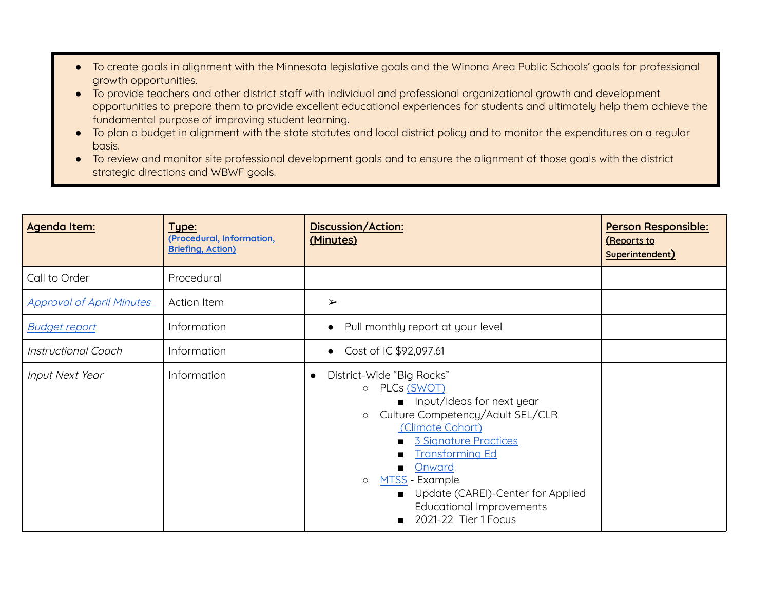- To create goals in alignment with the Minnesota legislative goals and the Winona Area Public Schools' goals for professional growth opportunities.
- To provide teachers and other district staff with individual and professional organizational growth and development opportunities to prepare them to provide excellent educational experiences for students and ultimately help them achieve the fundamental purpose of improving student learning.
- To plan a budget in alignment with the state statutes and local district policy and to monitor the expenditures on a regular basis.
- To review and monitor site professional development goals and to ensure the alignment of those goals with the district strategic directions and WBWF goals.

| **Agenda Item:** | **Type:** (Procedural, Information, Briefing, Action) | **Discussion/Action:** (Minutes) | **Person Responsible:** (Reports to Superintendent) |
|---|---|---|---|
| Call to Order | Procedural | | |
| *Approval of April Minutes* | Action Item | ➢ | |
| *Budget report* | Information | • Pull monthly report at your level | |
| *Instructional Coach* | Information | • Cost of IC $92,097.61 | |
| *Input Next Year* | Information | • District-Wide "Big Rocks"<br>  ○ PLCs (SWOT)<br>    ■ Input/Ideas for next year<br>  ○ Culture Competency/Adult SEL/CLR (Climate Cohort)<br>    ■ 3 Signature Practices<br>    ■ Transforming Ed<br>    ■ Onward<br>  ○ MTSS - Example<br>    ■ Update (CAREI)-Center for Applied Educational Improvements<br>    ■ 2021-22 Tier 1 Focus | |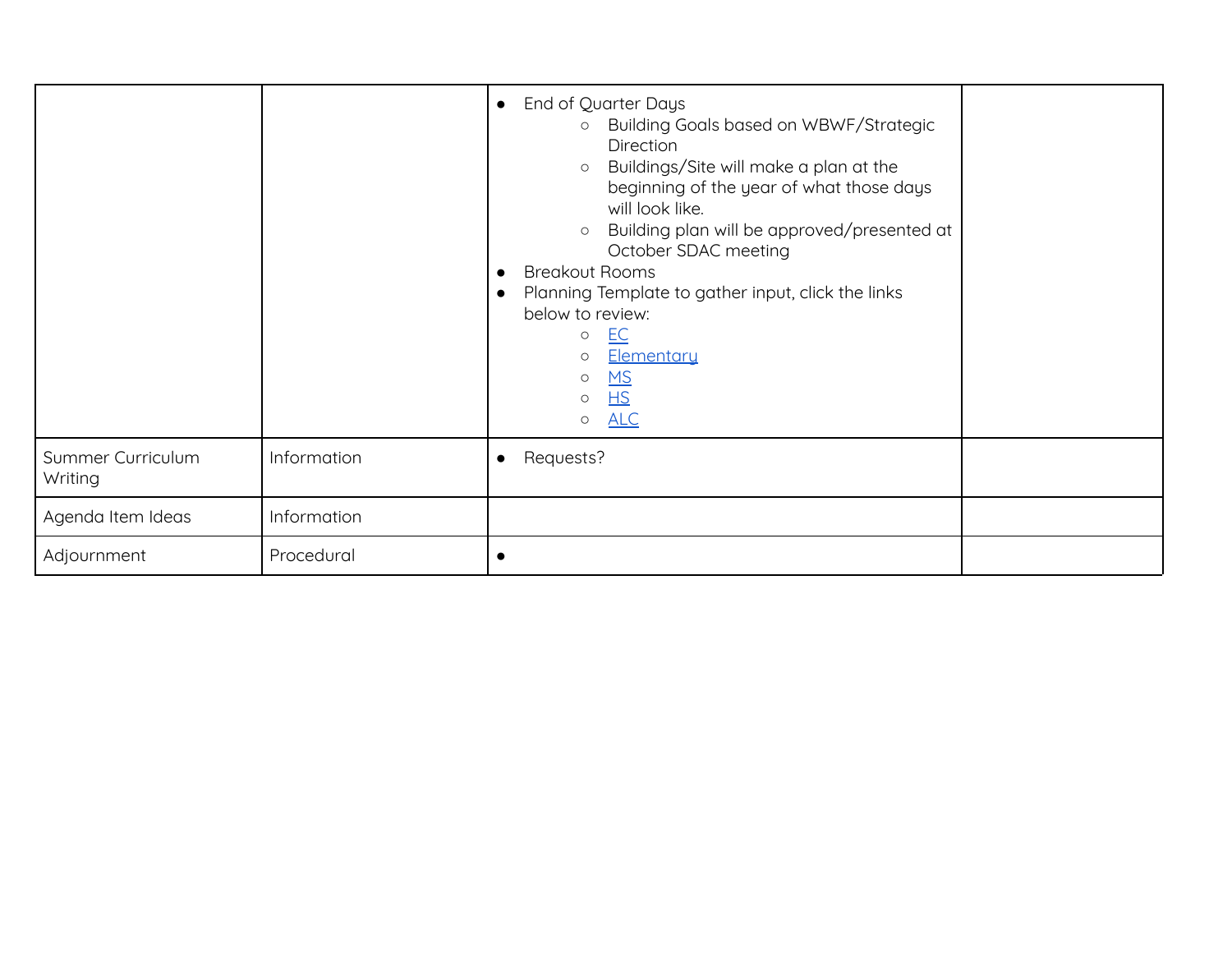| | | | |
|---|---|---|---|
| | | <ul><li>End of Quarter Days<ul><li>Building Goals based on WBWF/Strategic Direction</li><li>Buildings/Site will make a plan at the beginning of the year of what those days will look like.</li><li>Building plan will be approved/presented at October SDAC meeting</li></ul></li><li>Breakout Rooms</li><li>Planning Template to gather input, click the links below to review:<ul><li>EC</li><li>Elementary</li><li>MS</li><li>HS</li><li>ALC</li></ul></li></ul> | |
| Summer Curriculum Writing | Information | <ul><li>Requests?</li></ul> | |
| Agenda Item Ideas | Information | | |
| Adjournment | Procedural | <ul><li></li></ul> | |